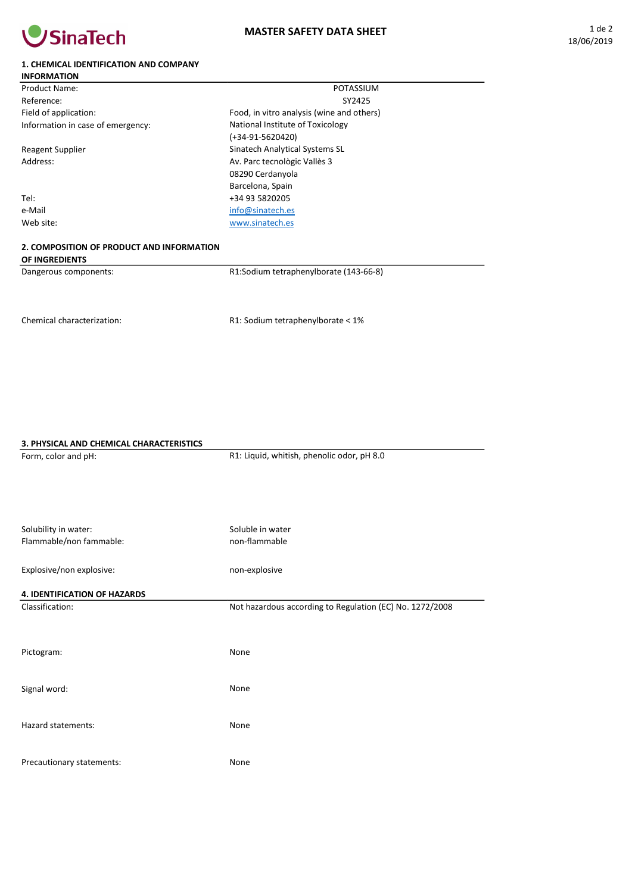SinaTech

# MASTER SAFETY DATA SHEET

## 1. CHEMICAL IDENTIFICATION AND COMPANY INFORMATION

| | |
|---|---|
| Product Name: | POTASSIUM |
| Reference: | SY2425 |
| Field of application: | Food, in vitro analysis (wine and others) |
| Information in case of emergency: | National Institute of Toxicology (+34-91-5620420) |
| Reagent Supplier | Sinatech Analytical Systems SL |
| Address: | Av. Parc tecnològic Vallès 3<br>08290 Cerdanyola<br>Barcelona, Spain |
| Tel: | +34 93 5820205 |
| e-Mail | info@sinatech.es |
| Web site: | www.sinatech.es |

## 2. COMPOSITION OF PRODUCT AND INFORMATION OF INGREDIENTS

| | |
|---|---|
| Dangerous components: | R1:Sodium tetraphenylborate (143-66-8) |
| Chemical characterization: | R1: Sodium tetraphenylborate < 1% |

## 3. PHYSICAL AND CHEMICAL CHARACTERISTICS

| | |
|---|---|
| Form, color and pH: | R1: Liquid, whitish, phenolic odor, pH 8.0 |
| Solubility in water: | Soluble in water |
| Flammable/non fammable: | non-flammable |
| Explosive/non explosive: | non-explosive |

## 4. IDENTIFICATION OF HAZARDS

| | |
|---|---|
| Classification: | Not hazardous according to Regulation (EC) No. 1272/2008 |
| Pictogram: | None |
| Signal word: | None |
| Hazard statements: | None |
| Precautionary statements: | None |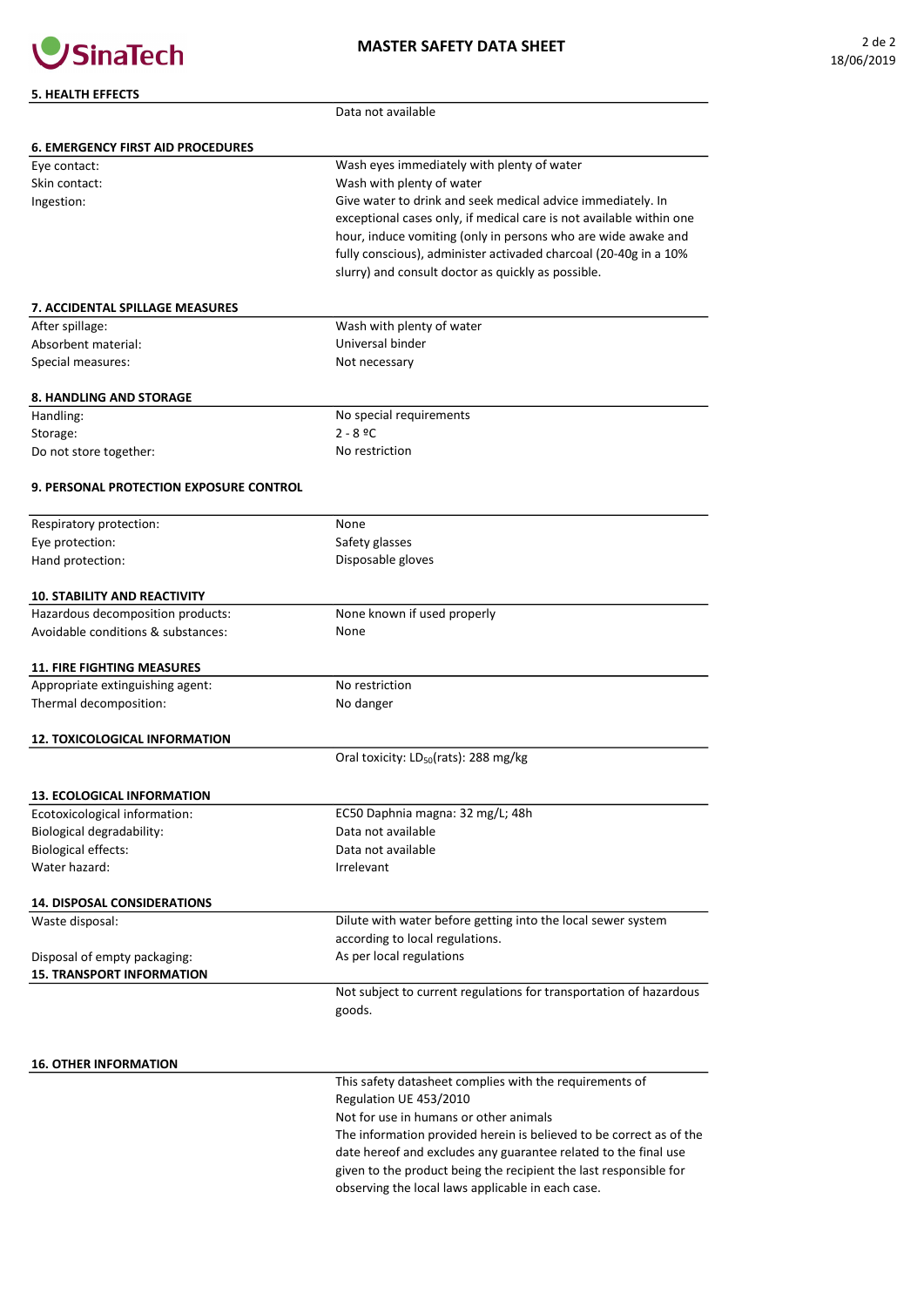## 5. HEALTH EFFECTS

| | |
|---|---|
| | Data not available |

## 6. EMERGENCY FIRST AID PROCEDURES

| | |
|---|---|
| Eye contact: | Wash eyes immediately with plenty of water |
| Skin contact: | Wash with plenty of water |
| Ingestion: | Give water to drink and seek medical advice immediately. In exceptional cases only, if medical care is not available within one hour, induce vomiting (only in persons who are wide awake and fully conscious), administer activaded charcoal (20-40g in a 10% slurry) and consult doctor as quickly as possible. |

## 7. ACCIDENTAL SPILLAGE MEASURES

| | |
|---|---|
| After spillage: | Wash with plenty of water |
| Absorbent material: | Universal binder |
| Special measures: | Not necessary |

## 8. HANDLING AND STORAGE

| | |
|---|---|
| Handling: | No special requirements |
| Storage: | 2 - 8 ºC |
| Do not store together: | No restriction |

## 9. PERSONAL PROTECTION EXPOSURE CONTROL

| | |
|---|---|
| Respiratory protection: | None |
| Eye protection: | Safety glasses |
| Hand protection: | Disposable gloves |

## 10. STABILITY AND REACTIVITY

| | |
|---|---|
| Hazardous decomposition products: | None known if used properly |
| Avoidable conditions & substances: | None |

## 11. FIRE FIGHTING MEASURES

| | |
|---|---|
| Appropriate extinguishing agent: | No restriction |
| Thermal decomposition: | No danger |

## 12. TOXICOLOGICAL INFORMATION

| | |
|---|---|
| | Oral toxicity: $LD_{50}$(rats): 288 mg/kg |

## 13. ECOLOGICAL INFORMATION

| | |
|---|---|
| Ecotoxicological information: | EC50 Daphnia magna: 32 mg/L; 48h |
| Biological degradability: | Data not available |
| Biological effects: | Data not available |
| Water hazard: | Irrelevant |

## 14. DISPOSAL CONSIDERATIONS

| | |
|---|---|
| Waste disposal: | Dilute with water before getting into the local sewer system according to local regulations. |
| Disposal of empty packaging: | As per local regulations |

## 15. TRANSPORT INFORMATION

| | |
|---|---|
| | Not subject to current regulations for transportation of hazardous goods. |

## 16. OTHER INFORMATION

This safety datasheet complies with the requirements of Regulation UE 453/2010

Not for use in humans or other animals

The information provided herein is believed to be correct as of the date hereof and excludes any guarantee related to the final use given to the product being the recipient the last responsible for observing the local laws applicable in each case.